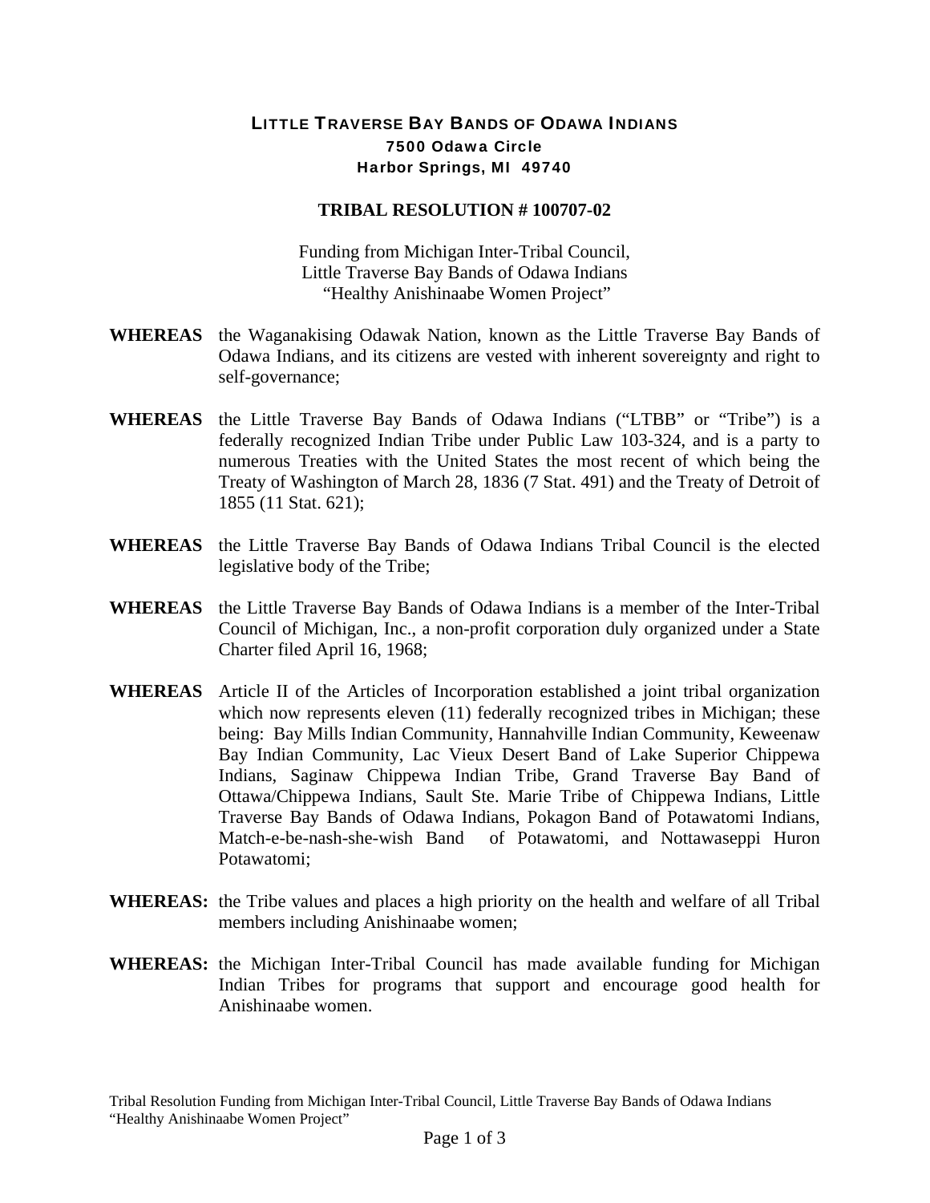# LITTLE TRAVERSE BAY BANDS OF ODAWA INDIANS

**7500 Odawa Circle**
**Harbor Springs, MI 49740**

## TRIBAL RESOLUTION # 100707-02

Funding from Michigan Inter-Tribal Council,
Little Traverse Bay Bands of Odawa Indians
"Healthy Anishinaabe Women Project"

**WHEREAS** the Waganakising Odawak Nation, known as the Little Traverse Bay Bands of Odawa Indians, and its citizens are vested with inherent sovereignty and right to self-governance;

**WHEREAS** the Little Traverse Bay Bands of Odawa Indians ("LTBB" or "Tribe") is a federally recognized Indian Tribe under Public Law 103-324, and is a party to numerous Treaties with the United States the most recent of which being the Treaty of Washington of March 28, 1836 (7 Stat. 491) and the Treaty of Detroit of 1855 (11 Stat. 621);

**WHEREAS** the Little Traverse Bay Bands of Odawa Indians Tribal Council is the elected legislative body of the Tribe;

**WHEREAS** the Little Traverse Bay Bands of Odawa Indians is a member of the Inter-Tribal Council of Michigan, Inc., a non-profit corporation duly organized under a State Charter filed April 16, 1968;

**WHEREAS** Article II of the Articles of Incorporation established a joint tribal organization which now represents eleven (11) federally recognized tribes in Michigan; these being: Bay Mills Indian Community, Hannahville Indian Community, Keweenaw Bay Indian Community, Lac Vieux Desert Band of Lake Superior Chippewa Indians, Saginaw Chippewa Indian Tribe, Grand Traverse Bay Band of Ottawa/Chippewa Indians, Sault Ste. Marie Tribe of Chippewa Indians, Little Traverse Bay Bands of Odawa Indians, Pokagon Band of Potawatomi Indians, Match-e-be-nash-she-wish Band of Potawatomi, and Nottawaseppi Huron Potawatomi;

**WHEREAS:** the Tribe values and places a high priority on the health and welfare of all Tribal members including Anishinaabe women;

**WHEREAS:** the Michigan Inter-Tribal Council has made available funding for Michigan Indian Tribes for programs that support and encourage good health for Anishinaabe women.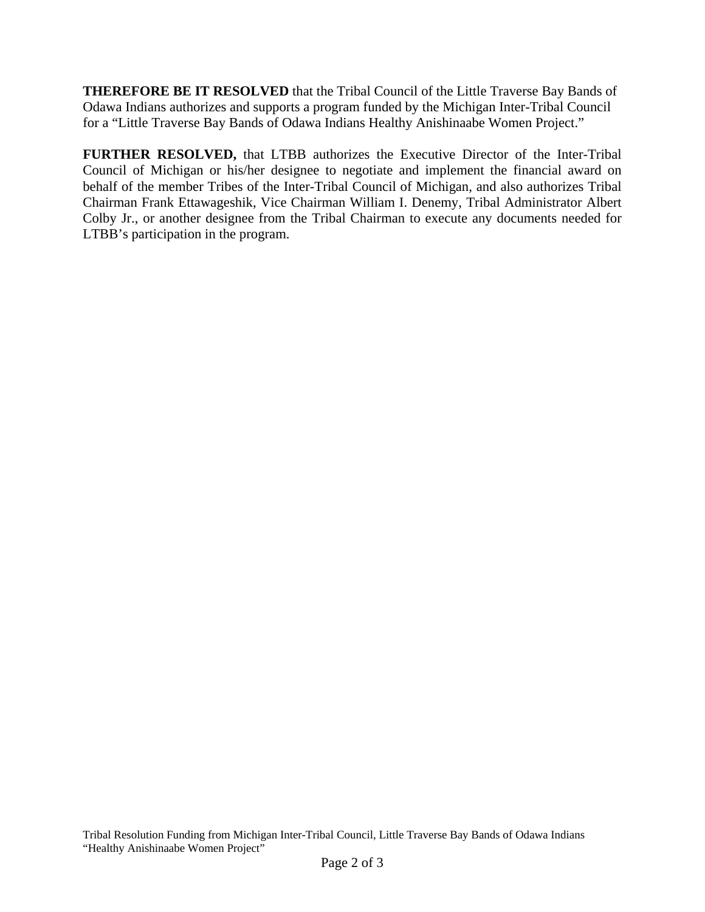**THEREFORE BE IT RESOLVED** that the Tribal Council of the Little Traverse Bay Bands of Odawa Indians authorizes and supports a program funded by the Michigan Inter-Tribal Council for a "Little Traverse Bay Bands of Odawa Indians Healthy Anishinaabe Women Project."

**FURTHER RESOLVED,** that LTBB authorizes the Executive Director of the Inter-Tribal Council of Michigan or his/her designee to negotiate and implement the financial award on behalf of the member Tribes of the Inter-Tribal Council of Michigan, and also authorizes Tribal Chairman Frank Ettawageshik, Vice Chairman William I. Denemy, Tribal Administrator Albert Colby Jr., or another designee from the Tribal Chairman to execute any documents needed for LTBB's participation in the program.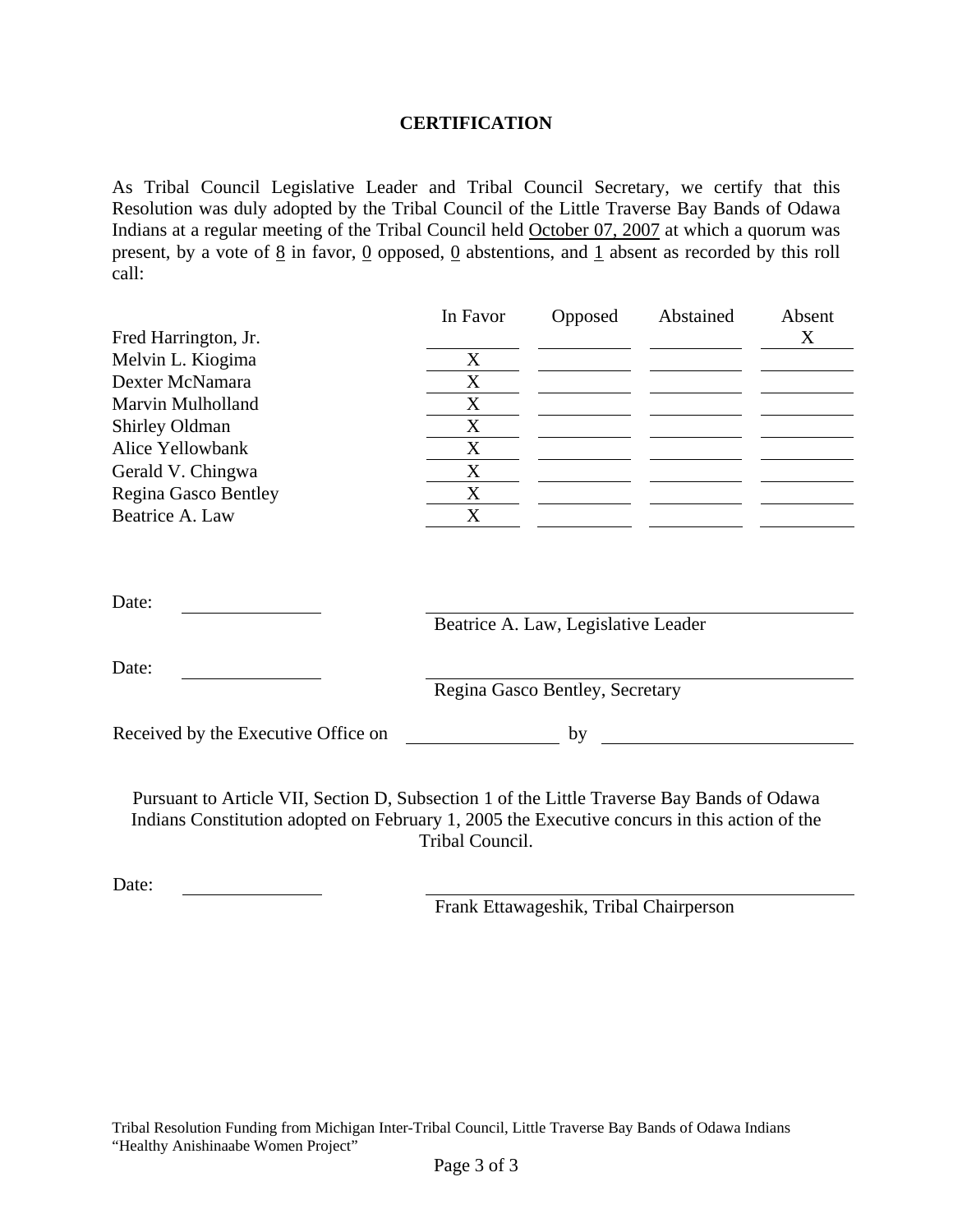**CERTIFICATION**

As Tribal Council Legislative Leader and Tribal Council Secretary, we certify that this Resolution was duly adopted by the Tribal Council of the Little Traverse Bay Bands of Odawa Indians at a regular meeting of the Tribal Council held October 07, 2007 at which a quorum was present, by a vote of 8 in favor, 0 opposed, 0 abstentions, and 1 absent as recorded by this roll call:

| | In Favor | Opposed | Abstained | Absent |
|---|---|---|---|---|
| Fred Harrington, Jr. | | | | X |
| Melvin L. Kiogima | X | | | |
| Dexter McNamara | X | | | |
| Marvin Mulholland | X | | | |
| Shirley Oldman | X | | | |
| Alice Yellowbank | X | | | |
| Gerald V. Chingwa | X | | | |
| Regina Gasco Bentley | X | | | |
| Beatrice A. Law | X | | | |

Date: \_\_\_\_\_\_\_\_\_\_\_\_\_\_\_ \_\_\_\_\_\_\_\_\_\_\_\_\_\_\_\_\_\_\_\_\_\_\_\_\_\_\_\_\_\_\_\_\_\_\_\_\_\_\_\_
Beatrice A. Law, Legislative Leader

Date: \_\_\_\_\_\_\_\_\_\_\_\_\_\_\_ \_\_\_\_\_\_\_\_\_\_\_\_\_\_\_\_\_\_\_\_\_\_\_\_\_\_\_\_\_\_\_\_\_\_\_\_\_\_\_\_
Regina Gasco Bentley, Secretary

Received by the Executive Office on \_\_\_\_\_\_\_\_\_\_\_\_\_\_\_\_ by \_\_\_\_\_\_\_\_\_\_\_\_\_\_\_\_\_\_\_\_\_\_\_\_\_\_

Pursuant to Article VII, Section D, Subsection 1 of the Little Traverse Bay Bands of Odawa Indians Constitution adopted on February 1, 2005 the Executive concurs in this action of the Tribal Council.

Date: \_\_\_\_\_\_\_\_\_\_\_\_\_\_\_ \_\_\_\_\_\_\_\_\_\_\_\_\_\_\_\_\_\_\_\_\_\_\_\_\_\_\_\_\_\_\_\_\_\_\_\_\_\_\_\_
Frank Ettawageshik, Tribal Chairperson